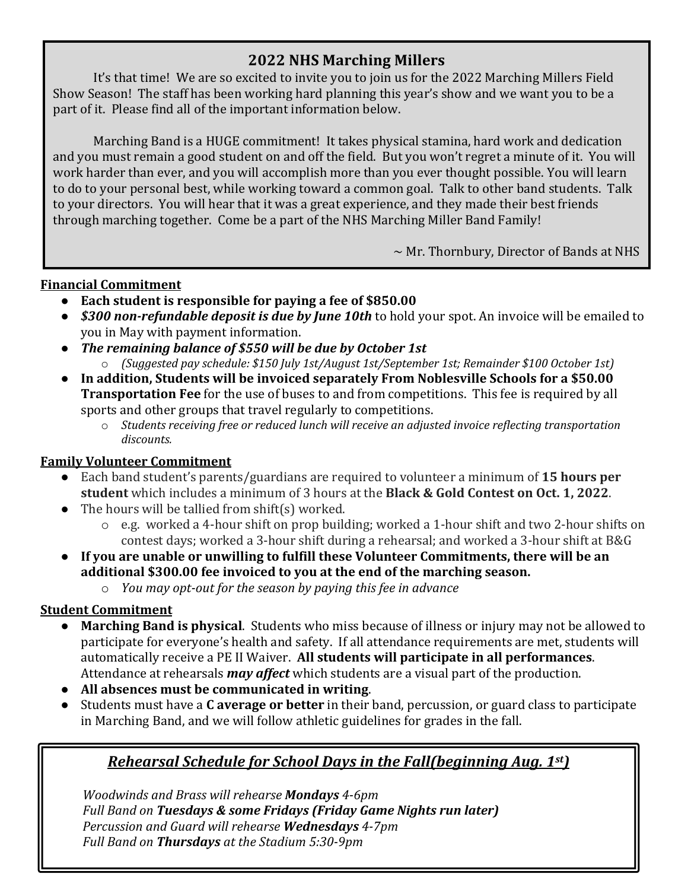## 2022 NHS Marching Millers

It's that time! We are so excited to invite you to join us for the 2022 Marching Millers Field Show Season! The staff has been working hard planning this year's show and we want you to be a part of it. Please find all of the important information below.

Marching Band is a HUGE commitment! It takes physical stamina, hard work and dedication and you must remain a good student on and off the field. But you won't regret a minute of it. You will work harder than ever, and you will accomplish more than you ever thought possible. You will learn to do to your personal best, while working toward a common goal. Talk to other band students. Talk to your directors. You will hear that it was a great experience, and they made their best friends through marching together. Come be a part of the NHS Marching Miller Band Family!

~ Mr. Thornbury, Director of Bands at NHS

### Financial Commitment

- **Each student is responsible for paying a fee of $850.00**
- ***$300 non-refundable deposit is due by June 10th*** to hold your spot. An invoice will be emailed to you in May with payment information.
- ***The remaining balance of $550 will be due by October 1st***
  - *(Suggested pay schedule: $150 July 1st/August 1st/September 1st; Remainder $100 October 1st)*
- **In addition, Students will be invoiced separately From Noblesville Schools for a $50.00 Transportation Fee** for the use of buses to and from competitions. This fee is required by all sports and other groups that travel regularly to competitions.
  - *Students receiving free or reduced lunch will receive an adjusted invoice reflecting transportation discounts.*

### Family Volunteer Commitment

- Each band student's parents/guardians are required to volunteer a minimum of **15 hours per student** which includes a minimum of 3 hours at the **Black & Gold Contest on Oct. 1, 2022**.
- The hours will be tallied from shift(s) worked.
  - e.g. worked a 4-hour shift on prop building; worked a 1-hour shift and two 2-hour shifts on contest days; worked a 3-hour shift during a rehearsal; and worked a 3-hour shift at B&G
- **If you are unable or unwilling to fulfill these Volunteer Commitments, there will be an additional $300.00 fee invoiced to you at the end of the marching season.**
  - *You may opt-out for the season by paying this fee in advance*

### Student Commitment

- **Marching Band is physical**. Students who miss because of illness or injury may not be allowed to participate for everyone's health and safety. If all attendance requirements are met, students will automatically receive a PE II Waiver. **All students will participate in all performances**. Attendance at rehearsals ***may affect*** which students are a visual part of the production.
- **All absences must be communicated in writing**.
- Students must have a **C average or better** in their band, percussion, or guard class to participate in Marching Band, and we will follow athletic guidelines for grades in the fall.

### *Rehearsal Schedule for School Days in the Fall(beginning Aug. 1st)*

*Woodwinds and Brass will rehearse **Mondays** 4-6pm*
*Full Band on **Tuesdays & some Fridays (Friday Game Nights run later)***
*Percussion and Guard will rehearse **Wednesdays** 4-7pm*
*Full Band on **Thursdays** at the Stadium 5:30-9pm*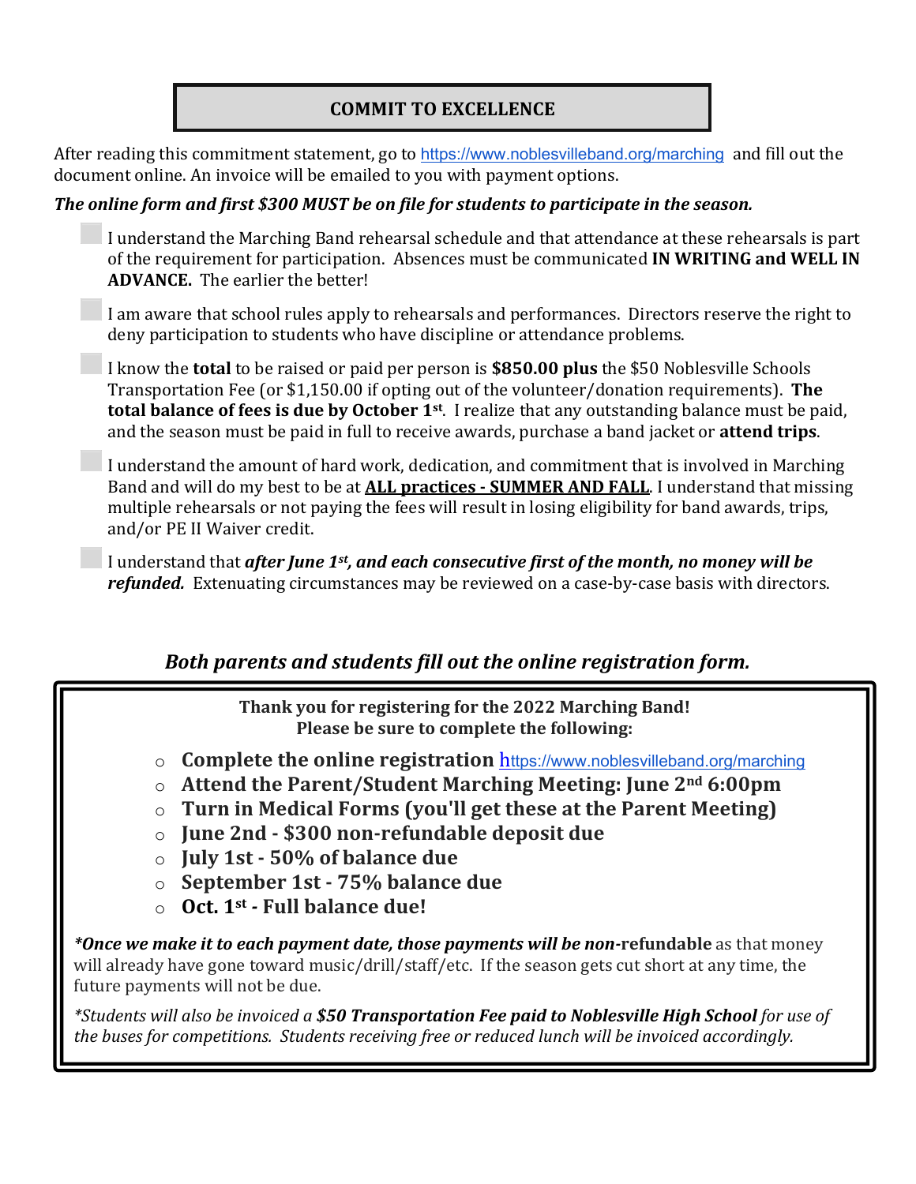## COMMIT TO EXCELLENCE

After reading this commitment statement, go to https://www.noblesvilleband.org/marching and fill out the document online. An invoice will be emailed to you with payment options.

***The online form and first $300 MUST be on file for students to participate in the season.***

- ☐ I understand the Marching Band rehearsal schedule and that attendance at these rehearsals is part of the requirement for participation. Absences must be communicated **IN WRITING and WELL IN ADVANCE.** The earlier the better!
- ☐ I am aware that school rules apply to rehearsals and performances. Directors reserve the right to deny participation to students who have discipline or attendance problems.
- ☐ I know the **total** to be raised or paid per person is **$850.00 plus** the $50 Noblesville Schools Transportation Fee (or $1,150.00 if opting out of the volunteer/donation requirements). **The total balance of fees is due by October 1st**. I realize that any outstanding balance must be paid, and the season must be paid in full to receive awards, purchase a band jacket or **attend trips**.
- ☐ I understand the amount of hard work, dedication, and commitment that is involved in Marching Band and will do my best to be at **ALL practices - SUMMER AND FALL**. I understand that missing multiple rehearsals or not paying the fees will result in losing eligibility for band awards, trips, and/or PE II Waiver credit.
- ☐ I understand that ***after June 1st, and each consecutive first of the month, no money will be refunded.*** Extenuating circumstances may be reviewed on a case-by-case basis with directors.

*Both parents and students fill out the online registration form.*

**Thank you for registering for the 2022 Marching Band!**
**Please be sure to complete the following:**

- **Complete the online registration** https://www.noblesvilleband.org/marching
- **Attend the Parent/Student Marching Meeting: June 2nd 6:00pm**
- **Turn in Medical Forms (you'll get these at the Parent Meeting)**
- **June 2nd - $300 non-refundable deposit due**
- **July 1st - 50% of balance due**
- **September 1st - 75% balance due**
- **Oct. 1st - Full balance due!**

***\*Once we make it to each payment date, those payments will be non*-refundable** as that money will already have gone toward music/drill/staff/etc. If the season gets cut short at any time, the future payments will not be due.

*\*Students will also be invoiced a **$50 Transportation Fee paid to Noblesville High School** for use of the buses for competitions. Students receiving free or reduced lunch will be invoiced accordingly.*